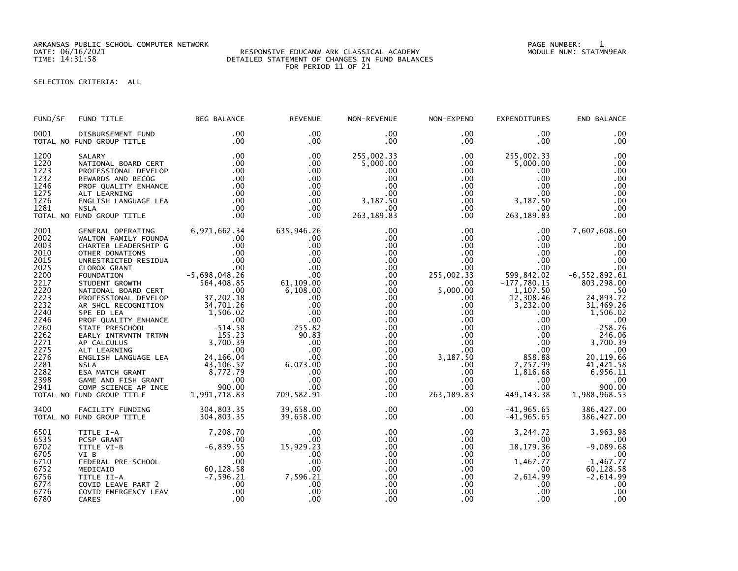ARKANSAS PUBLIC SCHOOL COMPUTER NETWORK
DATE: 06/16/2021
TIME: 14:31:58

RESPONSIVE EDUCANW ARK CLASSICAL ACADEMY
DETAILED STATEMENT OF CHANGES IN FUND BALANCES
FOR PERIOD 11 OF 21

PAGE NUMBER: 1
MODULE NUM: STATMN9EAR

SELECTION CRITERIA: ALL

| FUND/SF | FUND TITLE | BEG BALANCE | REVENUE | NON-REVENUE | NON-EXPEND | EXPENDITURES | END BALANCE |
|---|---|---|---|---|---|---|---|
| 0001 | DISBURSEMENT FUND | .00 | .00 | .00 | .00 | .00 | .00 |
| TOTAL NO FUND GROUP TITLE | | .00 | .00 | .00 | .00 | .00 | .00 |
| 1200 | SALARY | .00 | .00 | 255,002.33 | .00 | 255,002.33 | .00 |
| 1220 | NATIONAL BOARD CERT | .00 | .00 | 5,000.00 | .00 | 5,000.00 | .00 |
| 1223 | PROFESSIONAL DEVELOP | .00 | .00 | .00 | .00 | .00 | .00 |
| 1232 | REWARDS AND RECOG | .00 | .00 | .00 | .00 | .00 | .00 |
| 1246 | PROF QUALITY ENHANCE | .00 | .00 | .00 | .00 | .00 | .00 |
| 1275 | ALT LEARNING | .00 | .00 | .00 | .00 | .00 | .00 |
| 1276 | ENGLISH LANGUAGE LEA | .00 | .00 | 3,187.50 | .00 | 3,187.50 | .00 |
| 1281 | NSLA | .00 | .00 | .00 | .00 | .00 | .00 |
| TOTAL NO FUND GROUP TITLE | | .00 | .00 | 263,189.83 | .00 | 263,189.83 | .00 |
| 2001 | GENERAL OPERATING | 6,971,662.34 | 635,946.26 | .00 | .00 | .00 | 7,607,608.60 |
| 2002 | WALTON FAMILY FOUNDA | .00 | .00 | .00 | .00 | .00 | .00 |
| 2003 | CHARTER LEADERSHIP G | .00 | .00 | .00 | .00 | .00 | .00 |
| 2010 | OTHER DONATIONS | .00 | .00 | .00 | .00 | .00 | .00 |
| 2015 | UNRESTRICTED RESIDUA | .00 | .00 | .00 | .00 | .00 | .00 |
| 2025 | CLOROX GRANT | .00 | .00 | .00 | .00 | .00 | .00 |
| 2200 | FOUNDATION | -5,698,048.26 | .00 | .00 | 255,002.33 | 599,842.02 | -6,552,892.61 |
| 2217 | STUDENT GROWTH | 564,408.85 | 61,109.00 | .00 | .00 | -177,780.15 | 803,298.00 |
| 2220 | NATIONAL BOARD CERT | .00 | 6,108.00 | .00 | 5,000.00 | 1,107.50 | .50 |
| 2223 | PROFESSIONAL DEVELOP | 37,202.18 | .00 | .00 | .00 | 12,308.46 | 24,893.72 |
| 2232 | AR SHCL RECOGNITION | 34,701.26 | .00 | .00 | .00 | 3,232.00 | 31,469.26 |
| 2240 | SPE ED LEA | 1,506.02 | .00 | .00 | .00 | .00 | 1,506.02 |
| 2246 | PROF QUALITY ENHANCE | .00 | .00 | .00 | .00 | .00 | .00 |
| 2260 | STATE PRESCHOOL | -514.58 | 255.82 | .00 | .00 | .00 | -258.76 |
| 2262 | EARLY INTRVNTN TRTMN | 155.23 | 90.83 | .00 | .00 | .00 | 246.06 |
| 2271 | AP CALCULUS | 3,700.39 | .00 | .00 | .00 | .00 | 3,700.39 |
| 2275 | ALT LEARNING | .00 | .00 | .00 | .00 | .00 | .00 |
| 2276 | ENGLISH LANGUAGE LEA | 24,166.04 | .00 | .00 | 3,187.50 | 858.88 | 20,119.66 |
| 2281 | NSLA | 43,106.57 | 6,073.00 | .00 | .00 | 7,757.99 | 41,421.58 |
| 2282 | ESA MATCH GRANT | 8,772.79 | .00 | .00 | .00 | 1,816.68 | 6,956.11 |
| 2398 | GAME AND FISH GRANT | .00 | .00 | .00 | .00 | .00 | .00 |
| 2941 | COMP SCIENCE AP INCE | 900.00 | .00 | .00 | .00 | .00 | 900.00 |
| TOTAL NO FUND GROUP TITLE | | 1,991,718.83 | 709,582.91 | .00 | 263,189.83 | 449,143.38 | 1,988,968.53 |
| 3400 | FACILITY FUNDING | 304,803.35 | 39,658.00 | .00 | .00 | -41,965.65 | 386,427.00 |
| TOTAL NO FUND GROUP TITLE | | 304,803.35 | 39,658.00 | .00 | .00 | -41,965.65 | 386,427.00 |
| 6501 | TITLE I-A | 7,208.70 | .00 | .00 | .00 | 3,244.72 | 3,963.98 |
| 6535 | PCSP GRANT | .00 | .00 | .00 | .00 | .00 | .00 |
| 6702 | TITLE VI-B | -6,839.55 | 15,929.23 | .00 | .00 | 18,179.36 | -9,089.68 |
| 6705 | VI B | .00 | .00 | .00 | .00 | .00 | .00 |
| 6710 | FEDERAL PRE-SCHOOL | .00 | .00 | .00 | .00 | 1,467.77 | -1,467.77 |
| 6752 | MEDICAID | 60,128.58 | .00 | .00 | .00 | .00 | 60,128.58 |
| 6756 | TITLE II-A | -7,596.21 | 7,596.21 | .00 | .00 | 2,614.99 | -2,614.99 |
| 6774 | COVID LEAVE PART 2 | .00 | .00 | .00 | .00 | .00 | .00 |
| 6776 | COVID EMERGENCY LEAV | .00 | .00 | .00 | .00 | .00 | .00 |
| 6780 | CARES | .00 | .00 | .00 | .00 | .00 | .00 |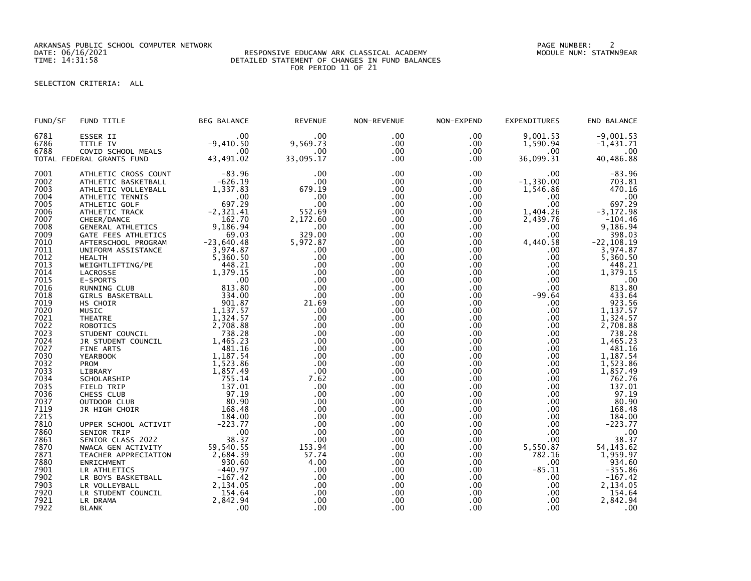ARKANSAS PUBLIC SCHOOL COMPUTER NETWORK
DATE: 06/16/2021
TIME: 14:31:58

RESPONSIVE EDUCANW ARK CLASSICAL ACADEMY
DETAILED STATEMENT OF CHANGES IN FUND BALANCES
FOR PERIOD 11 OF 21

PAGE NUMBER: 2
MODULE NUM: STATMN9EAR

SELECTION CRITERIA: ALL

| FUND/SF | FUND TITLE | BEG BALANCE | REVENUE | NON-REVENUE | NON-EXPEND | EXPENDITURES | END BALANCE |
|---|---|---|---|---|---|---|---|
| 6781 | ESSER II | .00 | .00 | .00 | .00 | 9,001.53 | -9,001.53 |
| 6786 | TITLE IV | -9,410.50 | 9,569.73 | .00 | .00 | 1,590.94 | -1,431.71 |
| 6788 | COVID SCHOOL MEALS | .00 | .00 | .00 | .00 | .00 | .00 |
| TOTAL FEDERAL GRANTS FUND | | 43,491.02 | 33,095.17 | .00 | .00 | 36,099.31 | 40,486.88 |
| 7001 | ATHLETIC CROSS COUNT | -83.96 | .00 | .00 | .00 | .00 | -83.96 |
| 7002 | ATHLETIC BASKETBALL | -626.19 | .00 | .00 | .00 | -1,330.00 | 703.81 |
| 7003 | ATHLETIC VOLLEYBALL | 1,337.83 | 679.19 | .00 | .00 | 1,546.86 | 470.16 |
| 7004 | ATHLETIC TENNIS | .00 | .00 | .00 | .00 | .00 | .00 |
| 7005 | ATHLETIC GOLF | 697.29 | .00 | .00 | .00 | .00 | 697.29 |
| 7006 | ATHLETIC TRACK | -2,321.41 | 552.69 | .00 | .00 | 1,404.26 | -3,172.98 |
| 7007 | CHEER/DANCE | 162.70 | 2,172.60 | .00 | .00 | 2,439.76 | -104.46 |
| 7008 | GENERAL ATHLETICS | 9,186.94 | .00 | .00 | .00 | .00 | 9,186.94 |
| 7009 | GATE FEES ATHLETICS | 69.03 | 329.00 | .00 | .00 | .00 | 398.03 |
| 7010 | AFTERSCHOOL PROGRAM | -23,640.48 | 5,972.87 | .00 | .00 | 4,440.58 | -22,108.19 |
| 7011 | UNIFORM ASSISTANCE | 3,974.87 | .00 | .00 | .00 | .00 | 3,974.87 |
| 7012 | HEALTH | 5,360.50 | .00 | .00 | .00 | .00 | 5,360.50 |
| 7013 | WEIGHTLIFTING/PE | 448.21 | .00 | .00 | .00 | .00 | 448.21 |
| 7014 | LACROSSE | 1,379.15 | .00 | .00 | .00 | .00 | 1,379.15 |
| 7015 | E-SPORTS | .00 | .00 | .00 | .00 | .00 | .00 |
| 7016 | RUNNING CLUB | 813.80 | .00 | .00 | .00 | .00 | 813.80 |
| 7018 | GIRLS BASKETBALL | 334.00 | .00 | .00 | .00 | -99.64 | 433.64 |
| 7019 | HS CHOIR | 901.87 | 21.69 | .00 | .00 | .00 | 923.56 |
| 7020 | MUSIC | 1,137.57 | .00 | .00 | .00 | .00 | 1,137.57 |
| 7021 | THEATRE | 1,324.57 | .00 | .00 | .00 | .00 | 1,324.57 |
| 7022 | ROBOTICS | 2,708.88 | .00 | .00 | .00 | .00 | 2,708.88 |
| 7023 | STUDENT COUNCIL | 738.28 | .00 | .00 | .00 | .00 | 738.28 |
| 7024 | JR STUDENT COUNCIL | 1,465.23 | .00 | .00 | .00 | .00 | 1,465.23 |
| 7027 | FINE ARTS | 481.16 | .00 | .00 | .00 | .00 | 481.16 |
| 7030 | YEARBOOK | 1,187.54 | .00 | .00 | .00 | .00 | 1,187.54 |
| 7032 | PROM | 1,523.86 | .00 | .00 | .00 | .00 | 1,523.86 |
| 7033 | LIBRARY | 1,857.49 | .00 | .00 | .00 | .00 | 1,857.49 |
| 7034 | SCHOLARSHIP | 755.14 | 7.62 | .00 | .00 | .00 | 762.76 |
| 7035 | FIELD TRIP | 137.01 | .00 | .00 | .00 | .00 | 137.01 |
| 7036 | CHESS CLUB | 97.19 | .00 | .00 | .00 | .00 | 97.19 |
| 7037 | OUTDOOR CLUB | 80.90 | .00 | .00 | .00 | .00 | 80.90 |
| 7119 | JR HIGH CHOIR | 168.48 | .00 | .00 | .00 | .00 | 168.48 |
| 7215 | | 184.00 | .00 | .00 | .00 | .00 | 184.00 |
| 7810 | UPPER SCHOOL ACTIVIT | -223.77 | .00 | .00 | .00 | .00 | -223.77 |
| 7860 | SENIOR TRIP | .00 | .00 | .00 | .00 | .00 | .00 |
| 7861 | SENIOR CLASS 2022 | 38.37 | .00 | .00 | .00 | .00 | 38.37 |
| 7870 | NWACA GEN ACTIVITY | 59,540.55 | 153.94 | .00 | .00 | 5,550.87 | 54,143.62 |
| 7871 | TEACHER APPRECIATION | 2,684.39 | 57.74 | .00 | .00 | 782.16 | 1,959.97 |
| 7880 | ENRICHMENT | 930.60 | 4.00 | .00 | .00 | .00 | 934.60 |
| 7901 | LR ATHLETICS | -440.97 | .00 | .00 | .00 | -85.11 | -355.86 |
| 7902 | LR BOYS BASKETBALL | -167.42 | .00 | .00 | .00 | .00 | -167.42 |
| 7903 | LR VOLLEYBALL | 2,134.05 | .00 | .00 | .00 | .00 | 2,134.05 |
| 7920 | LR STUDENT COUNCIL | 154.64 | .00 | .00 | .00 | .00 | 154.64 |
| 7921 | LR DRAMA | 2,842.94 | .00 | .00 | .00 | .00 | 2,842.94 |
| 7922 | BLANK | .00 | .00 | .00 | .00 | .00 | .00 |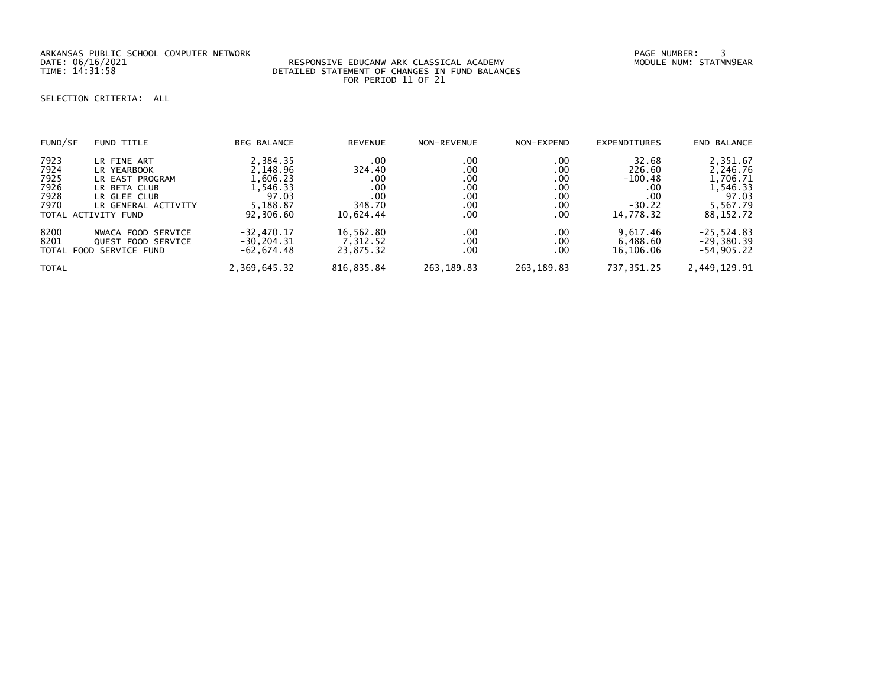ARKANSAS PUBLIC SCHOOL COMPUTER NETWORK
DATE: 06/16/2021
TIME: 14:31:58

RESPONSIVE EDUCANW ARK CLASSICAL ACADEMY
DETAILED STATEMENT OF CHANGES IN FUND BALANCES
FOR PERIOD 11 OF 21

MODULE NUM: STATMN9EAR

SELECTION CRITERIA: ALL

| FUND/SF | FUND TITLE | BEG BALANCE | REVENUE | NON-REVENUE | NON-EXPEND | EXPENDITURES | END BALANCE |
|---|---|---|---|---|---|---|---|
| 7923 | LR FINE ART | 2,384.35 | .00 | .00 | .00 | 32.68 | 2,351.67 |
| 7924 | LR YEARBOOK | 2,148.96 | 324.40 | .00 | .00 | 226.60 | 2,246.76 |
| 7925 | LR EAST PROGRAM | 1,606.23 | .00 | .00 | .00 | -100.48 | 1,706.71 |
| 7926 | LR BETA CLUB | 1,546.33 | .00 | .00 | .00 | .00 | 1,546.33 |
| 7928 | LR GLEE CLUB | 97.03 | .00 | .00 | .00 | .00 | 97.03 |
| 7970 | LR GENERAL ACTIVITY | 5,188.87 | 348.70 | .00 | .00 | -30.22 | 5,567.79 |
| TOTAL ACTIVITY FUND | | 92,306.60 | 10,624.44 | .00 | .00 | 14,778.32 | 88,152.72 |
| 8200 | NWACA FOOD SERVICE | -32,470.17 | 16,562.80 | .00 | .00 | 9,617.46 | -25,524.83 |
| 8201 | QUEST FOOD SERVICE | -30,204.31 | 7,312.52 | .00 | .00 | 6,488.60 | -29,380.39 |
| TOTAL FOOD SERVICE FUND | | -62,674.48 | 23,875.32 | .00 | .00 | 16,106.06 | -54,905.22 |
| TOTAL | | 2,369,645.32 | 816,835.84 | 263,189.83 | 263,189.83 | 737,351.25 | 2,449,129.91 |